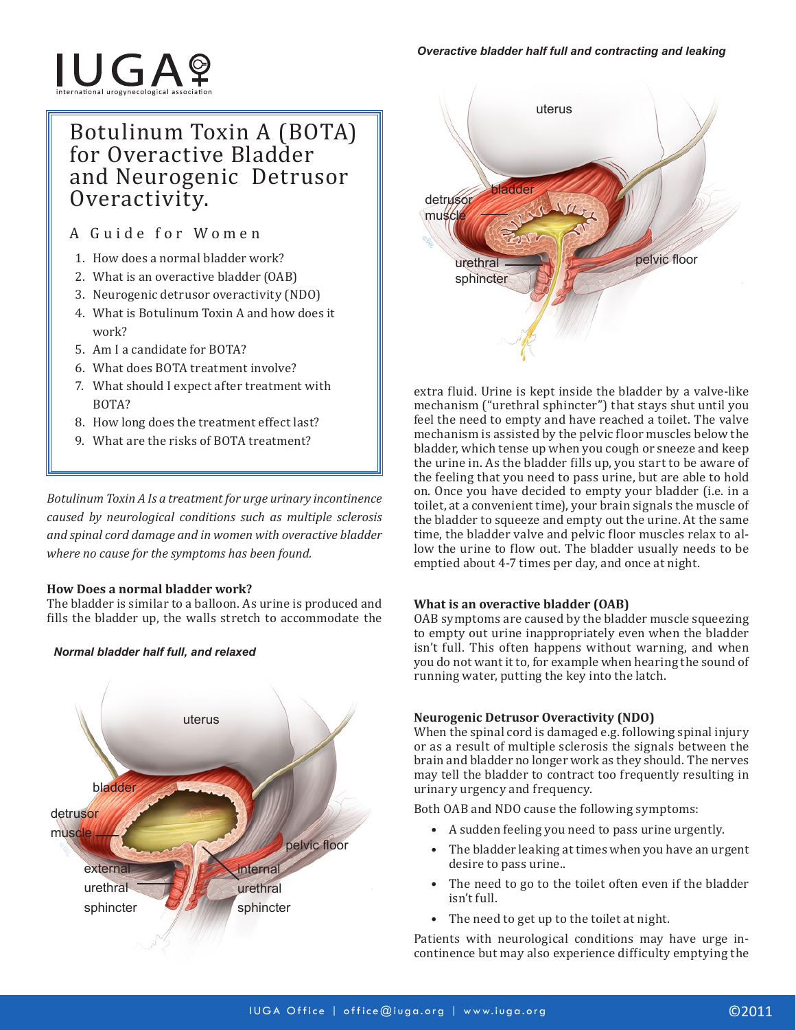IUGA
international urogynecological association

# Botulinum Toxin A (BOTA) for Overactive Bladder and Neurogenic Detrusor Overactivity.

## A Guide for Women

1. How does a normal bladder work?
2. What is an overactive bladder (OAB)
3. Neurogenic detrusor overactivity (NDO)
4. What is Botulinum Toxin A and how does it work?
5. Am I a candidate for BOTA?
6. What does BOTA treatment involve?
7. What should I expect after treatment with BOTA?
8. How long does the treatment effect last?
9. What are the risks of BOTA treatment?

*Botulinum Toxin A Is a treatment for urge urinary incontinence caused by neurological conditions such as multiple sclerosis and spinal cord damage and in women with overactive bladder where no cause for the symptoms has been found.*

### How Does a normal bladder work?

The bladder is similar to a balloon. As urine is produced and fills the bladder up, the walls stretch to accommodate the extra fluid. Urine is kept inside the bladder by a valve-like mechanism ("urethral sphincter") that stays shut until you feel the need to empty and have reached a toilet. The valve mechanism is assisted by the pelvic floor muscles below the bladder, which tense up when you cough or sneeze and keep the urine in. As the bladder fills up, you start to be aware of the feeling that you need to pass urine, but are able to hold on. Once you have decided to empty your bladder (i.e. in a toilet, at a convenient time), your brain signals the muscle of the bladder to squeeze and empty out the urine. At the same time, the bladder valve and pelvic floor muscles relax to allow the urine to flow out. The bladder usually needs to be emptied about 4-7 times per day, and once at night.

***Normal bladder half full, and relaxed***

***Overactive bladder half full and contracting and leaking***

### What is an overactive bladder (OAB)

OAB symptoms are caused by the bladder muscle squeezing to empty out urine inappropriately even when the bladder isn't full. This often happens without warning, and when you do not want it to, for example when hearing the sound of running water, putting the key into the latch.

### Neurogenic Detrusor Overactivity (NDO)

When the spinal cord is damaged e.g. following spinal injury or as a result of multiple sclerosis the signals between the brain and bladder no longer work as they should. The nerves may tell the bladder to contract too frequently resulting in urinary urgency and frequency.

Both OAB and NDO cause the following symptoms:

- A sudden feeling you need to pass urine urgently.
- The bladder leaking at times when you have an urgent desire to pass urine..
- The need to go to the toilet often even if the bladder isn't full.
- The need to get up to the toilet at night.

Patients with neurological conditions may have urge incontinence but may also experience difficulty emptying the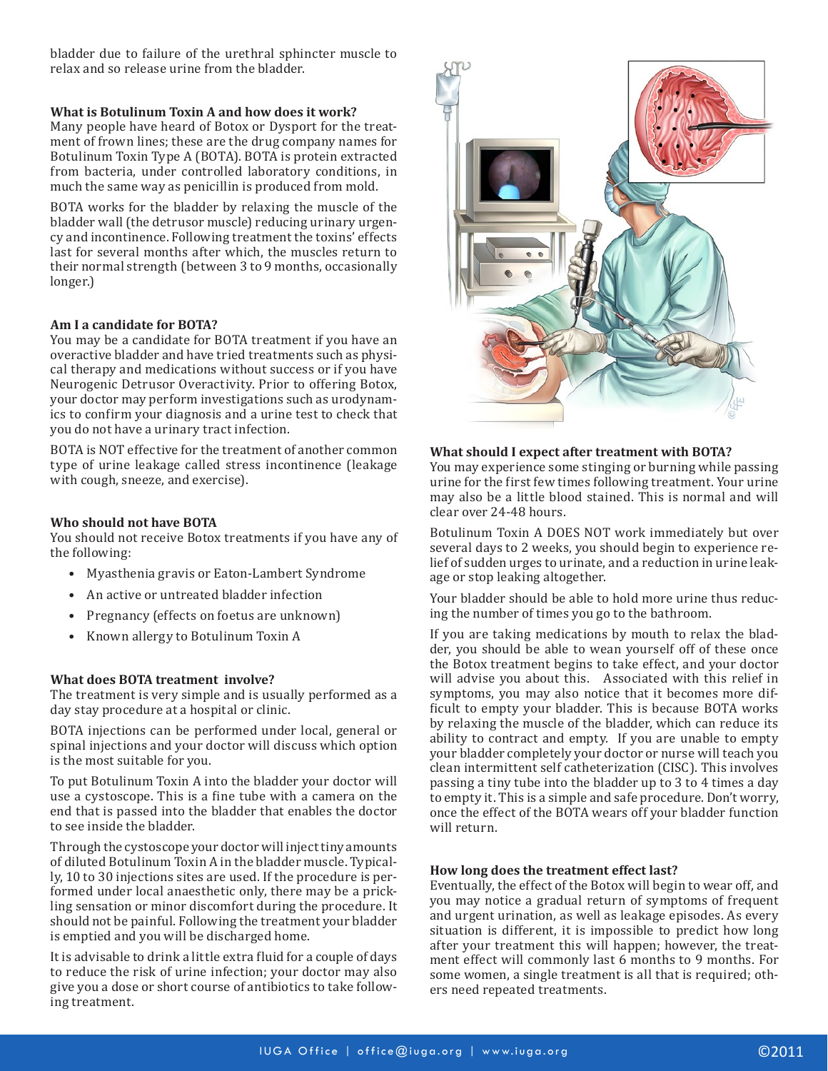bladder due to failure of the urethral sphincter muscle to relax and so release urine from the bladder.

**What is Botulinum Toxin A and how does it work?**

Many people have heard of Botox or Dysport for the treatment of frown lines; these are the drug company names for Botulinum Toxin Type A (BOTA). BOTA is protein extracted from bacteria, under controlled laboratory conditions, in much the same way as penicillin is produced from mold.

BOTA works for the bladder by relaxing the muscle of the bladder wall (the detrusor muscle) reducing urinary urgency and incontinence. Following treatment the toxins' effects last for several months after which, the muscles return to their normal strength (between 3 to 9 months, occasionally longer.)

**Am I a candidate for BOTA?**

You may be a candidate for BOTA treatment if you have an overactive bladder and have tried treatments such as physical therapy and medications without success or if you have Neurogenic Detrusor Overactivity. Prior to offering Botox, your doctor may perform investigations such as urodynamics to confirm your diagnosis and a urine test to check that you do not have a urinary tract infection.

BOTA is NOT effective for the treatment of another common type of urine leakage called stress incontinence (leakage with cough, sneeze, and exercise).

**Who should not have BOTA**

You should not receive Botox treatments if you have any of the following:

- Myasthenia gravis or Eaton-Lambert Syndrome
- An active or untreated bladder infection
- Pregnancy (effects on foetus are unknown)
- Known allergy to Botulinum Toxin A

**What does BOTA treatment involve?**

The treatment is very simple and is usually performed as a day stay procedure at a hospital or clinic.

BOTA injections can be performed under local, general or spinal injections and your doctor will discuss which option is the most suitable for you.

To put Botulinum Toxin A into the bladder your doctor will use a cystoscope. This is a fine tube with a camera on the end that is passed into the bladder that enables the doctor to see inside the bladder.

Through the cystoscope your doctor will inject tiny amounts of diluted Botulinum Toxin A in the bladder muscle. Typically, 10 to 30 injections sites are used. If the procedure is performed under local anaesthetic only, there may be a prickling sensation or minor discomfort during the procedure. It should not be painful. Following the treatment your bladder is emptied and you will be discharged home.

It is advisable to drink a little extra fluid for a couple of days to reduce the risk of urine infection; your doctor may also give you a dose or short course of antibiotics to take following treatment.

**What should I expect after treatment with BOTA?**

You may experience some stinging or burning while passing urine for the first few times following treatment. Your urine may also be a little blood stained. This is normal and will clear over 24-48 hours.

Botulinum Toxin A DOES NOT work immediately but over several days to 2 weeks, you should begin to experience relief of sudden urges to urinate, and a reduction in urine leakage or stop leaking altogether.

Your bladder should be able to hold more urine thus reducing the number of times you go to the bathroom.

If you are taking medications by mouth to relax the bladder, you should be able to wean yourself off of these once the Botox treatment begins to take effect, and your doctor will advise you about this. Associated with this relief in symptoms, you may also notice that it becomes more difficult to empty your bladder. This is because BOTA works by relaxing the muscle of the bladder, which can reduce its ability to contract and empty. If you are unable to empty your bladder completely your doctor or nurse will teach you clean intermittent self catheterization (CISC). This involves passing a tiny tube into the bladder up to 3 to 4 times a day to empty it. This is a simple and safe procedure. Don't worry, once the effect of the BOTA wears off your bladder function will return.

**How long does the treatment effect last?**

Eventually, the effect of the Botox will begin to wear off, and you may notice a gradual return of symptoms of frequent and urgent urination, as well as leakage episodes. As every situation is different, it is impossible to predict how long after your treatment this will happen; however, the treatment effect will commonly last 6 months to 9 months. For some women, a single treatment is all that is required; others need repeated treatments.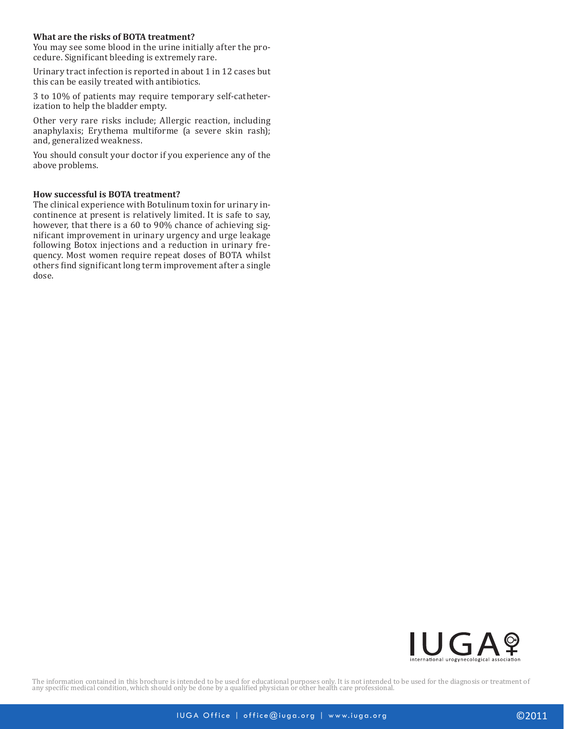**What are the risks of BOTA treatment?**

You may see some blood in the urine initially after the procedure. Significant bleeding is extremely rare.

Urinary tract infection is reported in about 1 in 12 cases but this can be easily treated with antibiotics.

3 to 10% of patients may require temporary self-catheterization to help the bladder empty.

Other very rare risks include; Allergic reaction, including anaphylaxis; Erythema multiforme (a severe skin rash); and, generalized weakness.

You should consult your doctor if you experience any of the above problems.

**How successful is BOTA treatment?**

The clinical experience with Botulinum toxin for urinary incontinence at present is relatively limited. It is safe to say, however, that there is a 60 to 90% chance of achieving significant improvement in urinary urgency and urge leakage following Botox injections and a reduction in urinary frequency. Most women require repeat doses of BOTA whilst others find significant long term improvement after a single dose.

IUGA
international urogynecological association

The information contained in this brochure is intended to be used for educational purposes only. It is not intended to be used for the diagnosis or treatment of any specific medical condition, which should only be done by a qualified physician or other health care professional.

IUGA Office | office@iuga.org | www.iuga.org

©2011